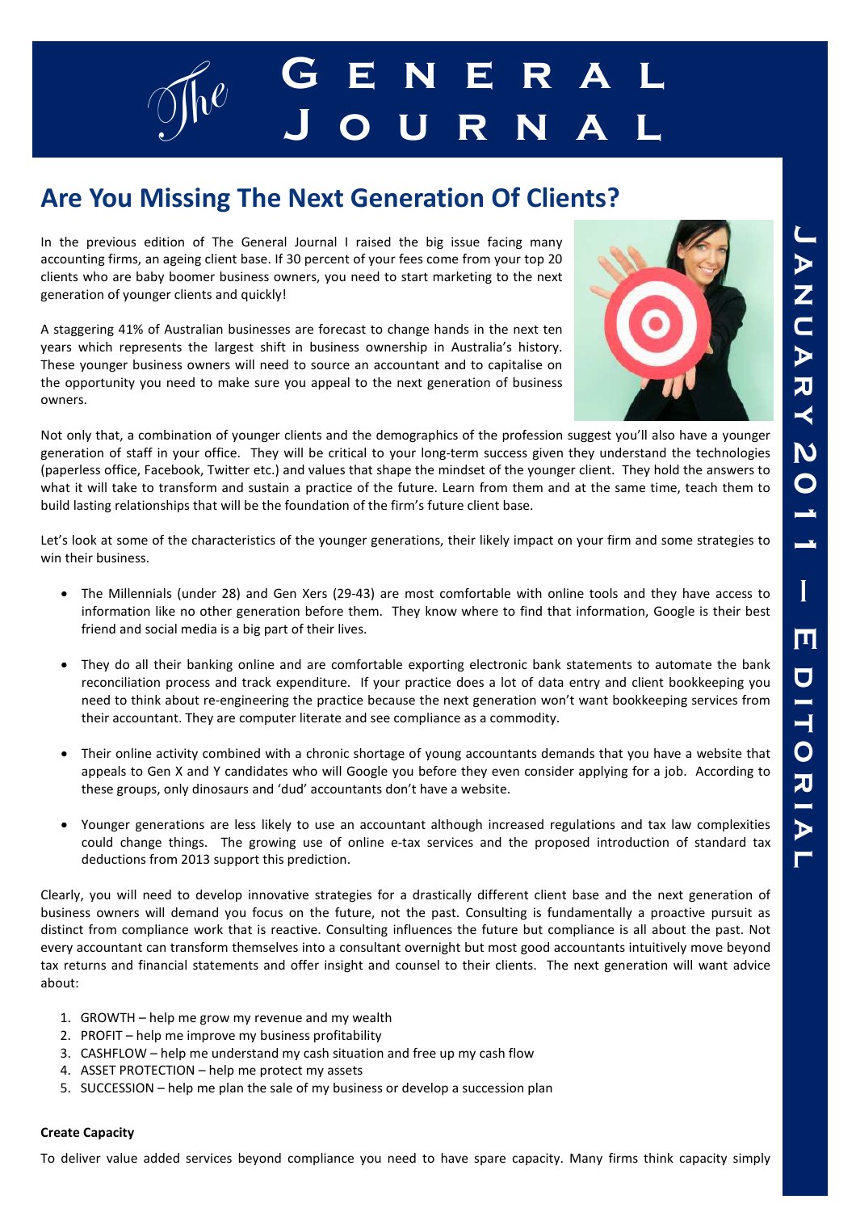# The General Journal

## Are You Missing The Next Generation Of Clients?

In the previous edition of The General Journal I raised the big issue facing many accounting firms, an ageing client base. If 30 percent of your fees come from your top 20 clients who are baby boomer business owners, you need to start marketing to the next generation of younger clients and quickly!

A staggering 41% of Australian businesses are forecast to change hands in the next ten years which represents the largest shift in business ownership in Australia's history. These younger business owners will need to source an accountant and to capitalise on the opportunity you need to make sure you appeal to the next generation of business owners.

Not only that, a combination of younger clients and the demographics of the profession suggest you'll also have a younger generation of staff in your office. They will be critical to your long-term success given they understand the technologies (paperless office, Facebook, Twitter etc.) and values that shape the mindset of the younger client. They hold the answers to what it will take to transform and sustain a practice of the future. Learn from them and at the same time, teach them to build lasting relationships that will be the foundation of the firm's future client base.

Let's look at some of the characteristics of the younger generations, their likely impact on your firm and some strategies to win their business.

- The Millennials (under 28) and Gen Xers (29-43) are most comfortable with online tools and they have access to information like no other generation before them. They know where to find that information, Google is their best friend and social media is a big part of their lives.
- They do all their banking online and are comfortable exporting electronic bank statements to automate the bank reconciliation process and track expenditure. If your practice does a lot of data entry and client bookkeeping you need to think about re-engineering the practice because the next generation won't want bookkeeping services from their accountant. They are computer literate and see compliance as a commodity.
- Their online activity combined with a chronic shortage of young accountants demands that you have a website that appeals to Gen X and Y candidates who will Google you before they even consider applying for a job. According to these groups, only dinosaurs and 'dud' accountants don't have a website.
- Younger generations are less likely to use an accountant although increased regulations and tax law complexities could change things. The growing use of online e-tax services and the proposed introduction of standard tax deductions from 2013 support this prediction.

Clearly, you will need to develop innovative strategies for a drastically different client base and the next generation of business owners will demand you focus on the future, not the past. Consulting is fundamentally a proactive pursuit as distinct from compliance work that is reactive. Consulting influences the future but compliance is all about the past. Not every accountant can transform themselves into a consultant overnight but most good accountants intuitively move beyond tax returns and financial statements and offer insight and counsel to their clients. The next generation will want advice about:

1. GROWTH – help me grow my revenue and my wealth
2. PROFIT – help me improve my business profitability
3. CASHFLOW – help me understand my cash situation and free up my cash flow
4. ASSET PROTECTION – help me protect my assets
5. SUCCESSION – help me plan the sale of my business or develop a succession plan

**Create Capacity**

To deliver value added services beyond compliance you need to have spare capacity. Many firms think capacity simply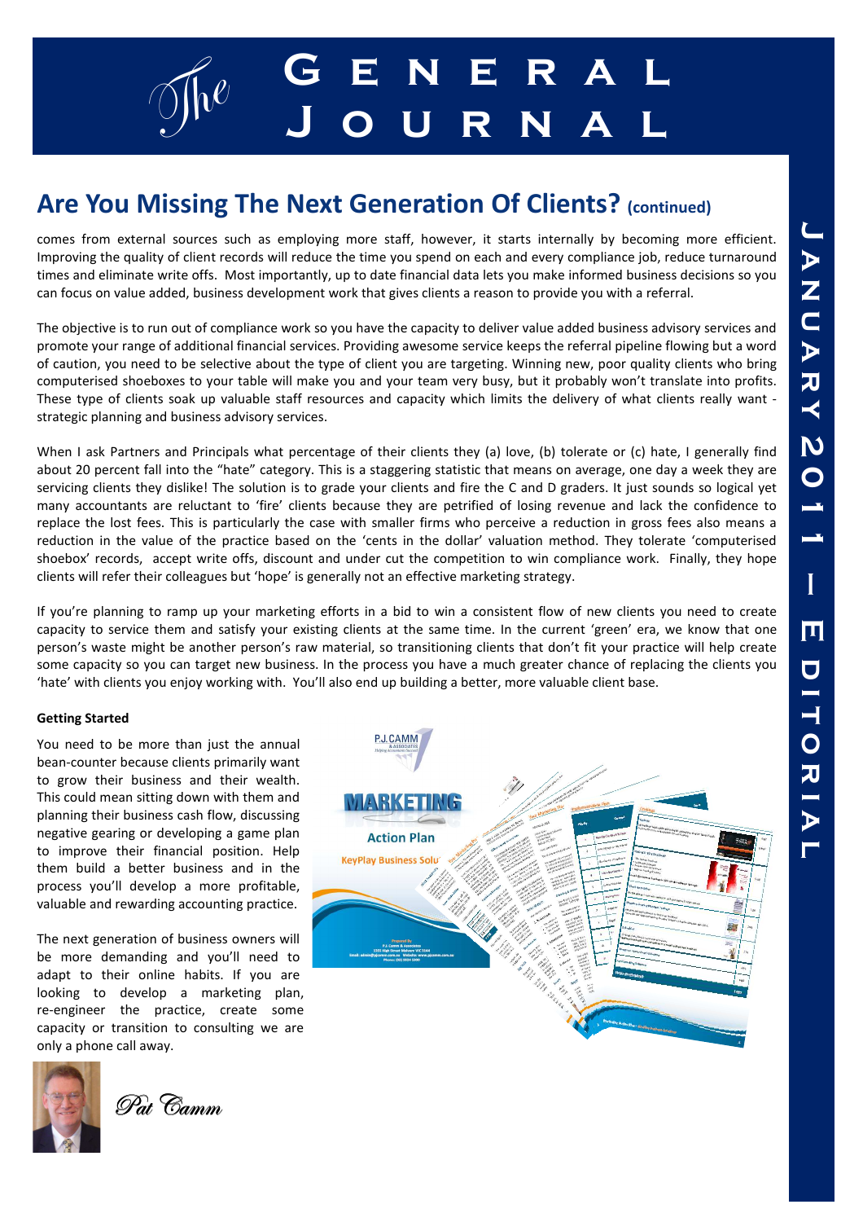## Are You Missing The Next Generation Of Clients? (continued)

comes from external sources such as employing more staff, however, it starts internally by becoming more efficient. Improving the quality of client records will reduce the time you spend on each and every compliance job, reduce turnaround times and eliminate write offs. Most importantly, up to date financial data lets you make informed business decisions so you can focus on value added, business development work that gives clients a reason to provide you with a referral.

The objective is to run out of compliance work so you have the capacity to deliver value added business advisory services and promote your range of additional financial services. Providing awesome service keeps the referral pipeline flowing but a word of caution, you need to be selective about the type of client you are targeting. Winning new, poor quality clients who bring computerised shoeboxes to your table will make you and your team very busy, but it probably won't translate into profits. These type of clients soak up valuable staff resources and capacity which limits the delivery of what clients really want - strategic planning and business advisory services.

When I ask Partners and Principals what percentage of their clients they (a) love, (b) tolerate or (c) hate, I generally find about 20 percent fall into the "hate" category. This is a staggering statistic that means on average, one day a week they are servicing clients they dislike! The solution is to grade your clients and fire the C and D graders. It just sounds so logical yet many accountants are reluctant to 'fire' clients because they are petrified of losing revenue and lack the confidence to replace the lost fees. This is particularly the case with smaller firms who perceive a reduction in gross fees also means a reduction in the value of the practice based on the 'cents in the dollar' valuation method. They tolerate 'computerised shoebox' records, accept write offs, discount and under cut the competition to win compliance work. Finally, they hope clients will refer their colleagues but 'hope' is generally not an effective marketing strategy.

If you're planning to ramp up your marketing efforts in a bid to win a consistent flow of new clients you need to create capacity to service them and satisfy your existing clients at the same time. In the current 'green' era, we know that one person's waste might be another person's raw material, so transitioning clients that don't fit your practice will help create some capacity so you can target new business. In the process you have a much greater chance of replacing the clients you 'hate' with clients you enjoy working with. You'll also end up building a better, more valuable client base.

**Getting Started**

You need to be more than just the annual bean-counter because clients primarily want to grow their business and their wealth. This could mean sitting down with them and planning their business cash flow, discussing negative gearing or developing a game plan to improve their financial position. Help them build a better business and in the process you'll develop a more profitable, valuable and rewarding accounting practice.

The next generation of business owners will be more demanding and you'll need to adapt to their online habits. If you are looking to develop a marketing plan, re-engineer the practice, create some capacity or transition to consulting we are only a phone call away.

Pat Camm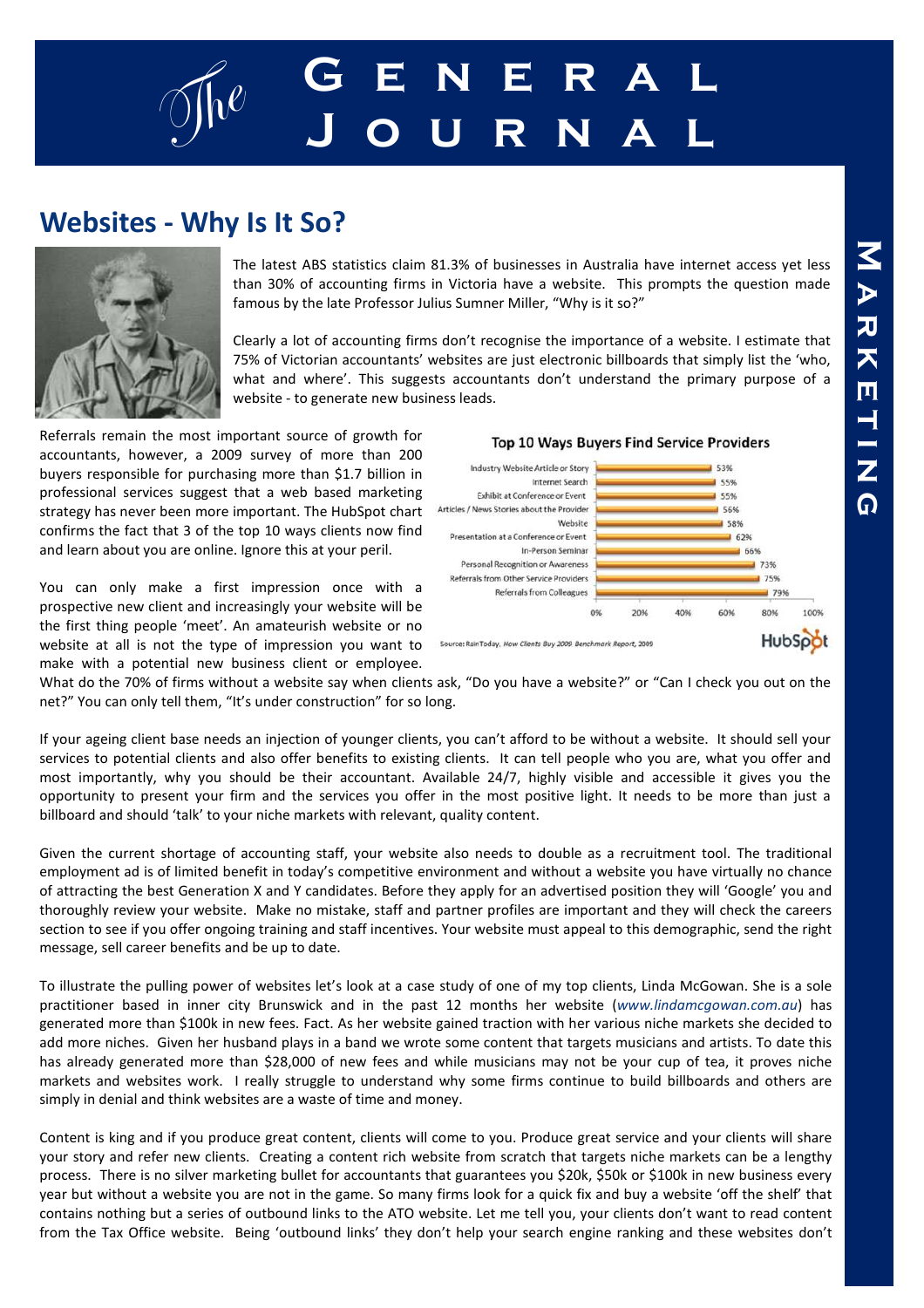## Websites - Why Is It So?

The latest ABS statistics claim 81.3% of businesses in Australia have internet access yet less than 30% of accounting firms in Victoria have a website. This prompts the question made famous by the late Professor Julius Sumner Miller, "Why is it so?"

Clearly a lot of accounting firms don't recognise the importance of a website. I estimate that 75% of Victorian accountants' websites are just electronic billboards that simply list the 'who, what and where'. This suggests accountants don't understand the primary purpose of a website - to generate new business leads.

Referrals remain the most important source of growth for accountants, however, a 2009 survey of more than 200 buyers responsible for purchasing more than $1.7 billion in professional services suggest that a web based marketing strategy has never been more important. The HubSpot chart confirms the fact that 3 of the top 10 ways clients now find and learn about you are online. Ignore this at your peril.

**Top 10 Ways Buyers Find Service Providers**

| Way | % |
|---|---|
| Industry Website Article or Story | 53% |
| Internet Search | 55% |
| Exhibit at Conference or Event | 55% |
| Articles / News Stories about the Provider | 56% |
| Website | 58% |
| Presentation at a Conference or Event | 62% |
| In-Person Seminar | 66% |
| Personal Recognition or Awareness | 73% |
| Referrals from Other Service Providers | 75% |
| Referrals from Colleagues | 79% |

Source: RainToday, *How Clients Buy 2009 Benchmark Report*, 2009 — HubSpot

You can only make a first impression once with a prospective new client and increasingly your website will be the first thing people 'meet'. An amateurish website or no website at all is not the type of impression you want to make with a potential new business client or employee. What do the 70% of firms without a website say when clients ask, "Do you have a website?" or "Can I check you out on the net?" You can only tell them, "It's under construction" for so long.

If your ageing client base needs an injection of younger clients, you can't afford to be without a website. It should sell your services to potential clients and also offer benefits to existing clients. It can tell people who you are, what you offer and most importantly, why you should be their accountant. Available 24/7, highly visible and accessible it gives you the opportunity to present your firm and the services you offer in the most positive light. It needs to be more than just a billboard and should 'talk' to your niche markets with relevant, quality content.

Given the current shortage of accounting staff, your website also needs to double as a recruitment tool. The traditional employment ad is of limited benefit in today's competitive environment and without a website you have virtually no chance of attracting the best Generation X and Y candidates. Before they apply for an advertised position they will 'Google' you and thoroughly review your website. Make no mistake, staff and partner profiles are important and they will check the careers section to see if you offer ongoing training and staff incentives. Your website must appeal to this demographic, send the right message, sell career benefits and be up to date.

To illustrate the pulling power of websites let's look at a case study of one of my top clients, Linda McGowan. She is a sole practitioner based in inner city Brunswick and in the past 12 months her website (*www.lindamcgowan.com.au*) has generated more than $100k in new fees. Fact. As her website gained traction with her various niche markets she decided to add more niches. Given her husband plays in a band we wrote some content that targets musicians and artists. To date this has already generated more than $28,000 of new fees and while musicians may not be your cup of tea, it proves niche markets and websites work. I really struggle to understand why some firms continue to build billboards and others are simply in denial and think websites are a waste of time and money.

Content is king and if you produce great content, clients will come to you. Produce great service and your clients will share your story and refer new clients. Creating a content rich website from scratch that targets niche markets can be a lengthy process. There is no silver marketing bullet for accountants that guarantees you $20k, $50k or $100k in new business every year but without a website you are not in the game. So many firms look for a quick fix and buy a website 'off the shelf' that contains nothing but a series of outbound links to the ATO website. Let me tell you, your clients don't want to read content from the Tax Office website. Being 'outbound links' they don't help your search engine ranking and these websites don't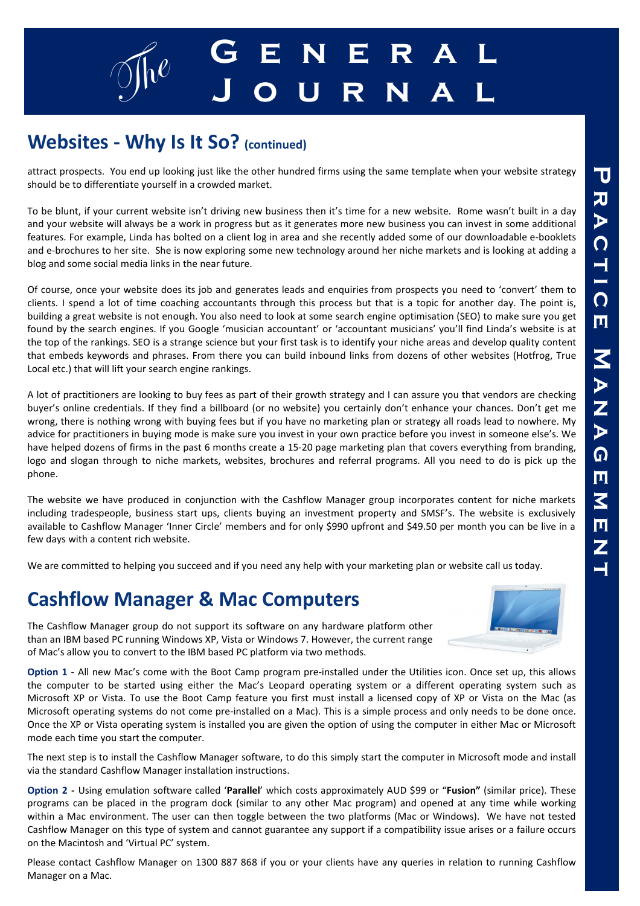## Websites - Why Is It So? (continued)

attract prospects. You end up looking just like the other hundred firms using the same template when your website strategy should be to differentiate yourself in a crowded market.

To be blunt, if your current website isn't driving new business then it's time for a new website. Rome wasn't built in a day and your website will always be a work in progress but as it generates more new business you can invest in some additional features. For example, Linda has bolted on a client log in area and she recently added some of our downloadable e-booklets and e-brochures to her site. She is now exploring some new technology around her niche markets and is looking at adding a blog and some social media links in the near future.

Of course, once your website does its job and generates leads and enquiries from prospects you need to 'convert' them to clients. I spend a lot of time coaching accountants through this process but that is a topic for another day. The point is, building a great website is not enough. You also need to look at some search engine optimisation (SEO) to make sure you get found by the search engines. If you Google 'musician accountant' or 'accountant musicians' you'll find Linda's website is at the top of the rankings. SEO is a strange science but your first task is to identify your niche areas and develop quality content that embeds keywords and phrases. From there you can build inbound links from dozens of other websites (Hotfrog, True Local etc.) that will lift your search engine rankings.

A lot of practitioners are looking to buy fees as part of their growth strategy and I can assure you that vendors are checking buyer's online credentials. If they find a billboard (or no website) you certainly don't enhance your chances. Don't get me wrong, there is nothing wrong with buying fees but if you have no marketing plan or strategy all roads lead to nowhere. My advice for practitioners in buying mode is make sure you invest in your own practice before you invest in someone else's. We have helped dozens of firms in the past 6 months create a 15-20 page marketing plan that covers everything from branding, logo and slogan through to niche markets, websites, brochures and referral programs. All you need to do is pick up the phone.

The website we have produced in conjunction with the Cashflow Manager group incorporates content for niche markets including tradespeople, business start ups, clients buying an investment property and SMSF's. The website is exclusively available to Cashflow Manager 'Inner Circle' members and for only $990 upfront and $49.50 per month you can be live in a few days with a content rich website.

We are committed to helping you succeed and if you need any help with your marketing plan or website call us today.

## Cashflow Manager & Mac Computers

The Cashflow Manager group do not support its software on any hardware platform other than an IBM based PC running Windows XP, Vista or Windows 7. However, the current range of Mac's allow you to convert to the IBM based PC platform via two methods.

**Option 1** - All new Mac's come with the Boot Camp program pre-installed under the Utilities icon. Once set up, this allows the computer to be started using either the Mac's Leopard operating system or a different operating system such as Microsoft XP or Vista. To use the Boot Camp feature you first must install a licensed copy of XP or Vista on the Mac (as Microsoft operating systems do not come pre-installed on a Mac). This is a simple process and only needs to be done once. Once the XP or Vista operating system is installed you are given the option of using the computer in either Mac or Microsoft mode each time you start the computer.

The next step is to install the Cashflow Manager software, to do this simply start the computer in Microsoft mode and install via the standard Cashflow Manager installation instructions.

**Option 2 -** Using emulation software called '**Parallel**' which costs approximately AUD $99 or "**Fusion"** (similar price). These programs can be placed in the program dock (similar to any other Mac program) and opened at any time while working within a Mac environment. The user can then toggle between the two platforms (Mac or Windows). We have not tested Cashflow Manager on this type of system and cannot guarantee any support if a compatibility issue arises or a failure occurs on the Macintosh and 'Virtual PC' system.

Please contact Cashflow Manager on 1300 887 868 if you or your clients have any queries in relation to running Cashflow Manager on a Mac.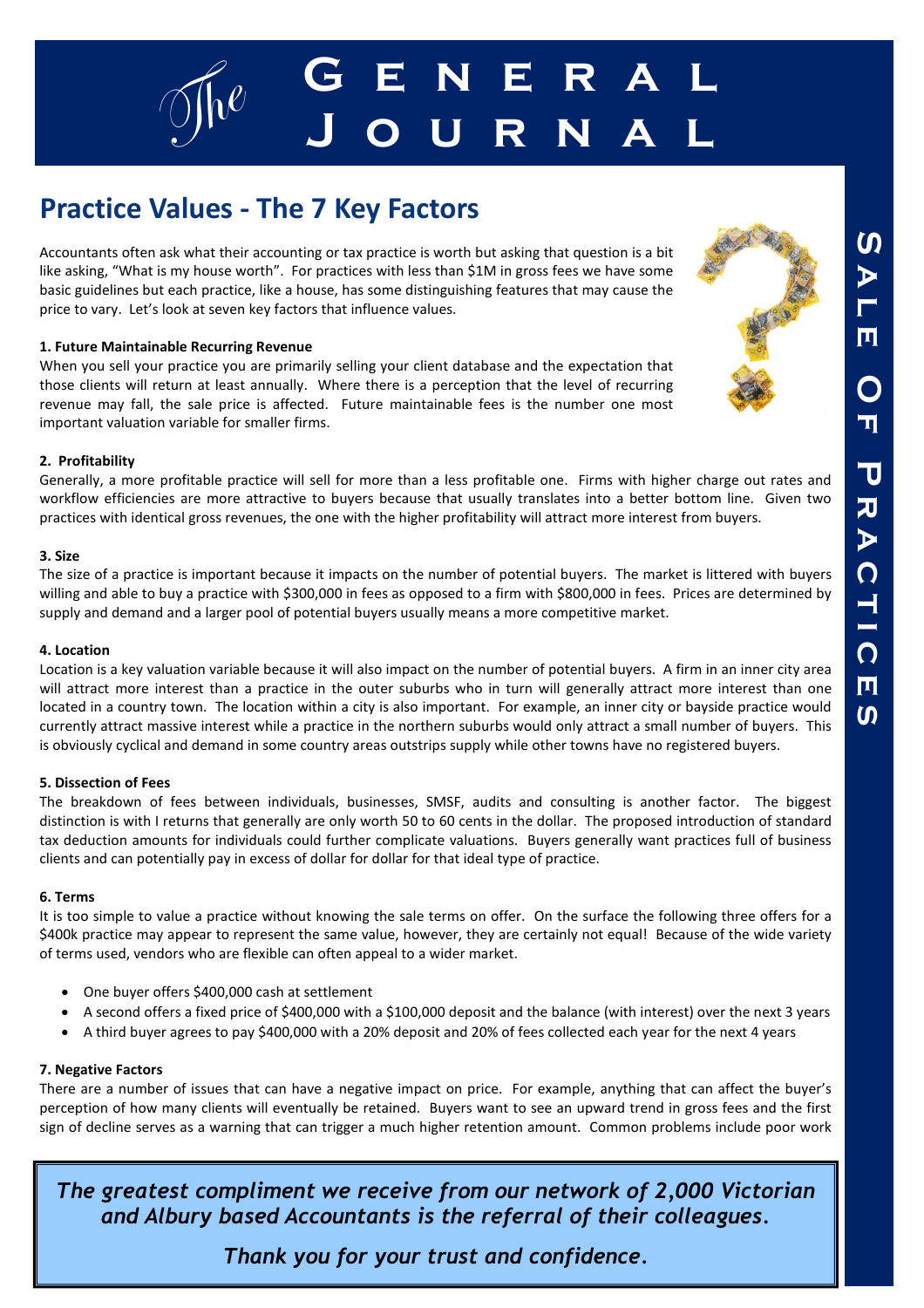## Practice Values - The 7 Key Factors

Accountants often ask what their accounting or tax practice is worth but asking that question is a bit like asking, "What is my house worth". For practices with less than $1M in gross fees we have some basic guidelines but each practice, like a house, has some distinguishing features that may cause the price to vary. Let's look at seven key factors that influence values.

**1. Future Maintainable Recurring Revenue**

When you sell your practice you are primarily selling your client database and the expectation that those clients will return at least annually. Where there is a perception that the level of recurring revenue may fall, the sale price is affected. Future maintainable fees is the number one most important valuation variable for smaller firms.

**2. Profitability**

Generally, a more profitable practice will sell for more than a less profitable one. Firms with higher charge out rates and workflow efficiencies are more attractive to buyers because that usually translates into a better bottom line. Given two practices with identical gross revenues, the one with the higher profitability will attract more interest from buyers.

**3. Size**

The size of a practice is important because it impacts on the number of potential buyers. The market is littered with buyers willing and able to buy a practice with $300,000 in fees as opposed to a firm with $800,000 in fees. Prices are determined by supply and demand and a larger pool of potential buyers usually means a more competitive market.

**4. Location**

Location is a key valuation variable because it will also impact on the number of potential buyers. A firm in an inner city area will attract more interest than a practice in the outer suburbs who in turn will generally attract more interest than one located in a country town. The location within a city is also important. For example, an inner city or bayside practice would currently attract massive interest while a practice in the northern suburbs would only attract a small number of buyers. This is obviously cyclical and demand in some country areas outstrips supply while other towns have no registered buyers.

**5. Dissection of Fees**

The breakdown of fees between individuals, businesses, SMSF, audits and consulting is another factor. The biggest distinction is with I returns that generally are only worth 50 to 60 cents in the dollar. The proposed introduction of standard tax deduction amounts for individuals could further complicate valuations. Buyers generally want practices full of business clients and can potentially pay in excess of dollar for dollar for that ideal type of practice.

**6. Terms**

It is too simple to value a practice without knowing the sale terms on offer. On the surface the following three offers for a $400k practice may appear to represent the same value, however, they are certainly not equal! Because of the wide variety of terms used, vendors who are flexible can often appeal to a wider market.

- One buyer offers $400,000 cash at settlement
- A second offers a fixed price of $400,000 with a $100,000 deposit and the balance (with interest) over the next 3 years
- A third buyer agrees to pay $400,000 with a 20% deposit and 20% of fees collected each year for the next 4 years

**7. Negative Factors**

There are a number of issues that can have a negative impact on price. For example, anything that can affect the buyer's perception of how many clients will eventually be retained. Buyers want to see an upward trend in gross fees and the first sign of decline serves as a warning that can trigger a much higher retention amount. Common problems include poor work

*The greatest compliment we receive from our network of 2,000 Victorian and Albury based Accountants is the referral of their colleagues.*

*Thank you for your trust and confidence.*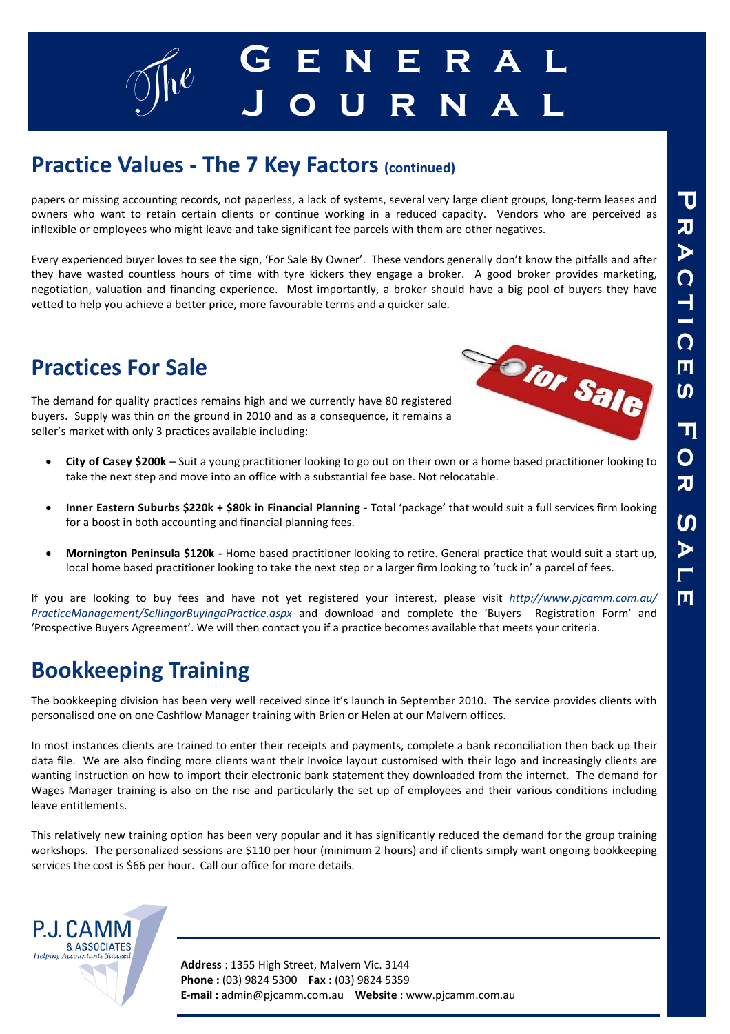## Practice Values - The 7 Key Factors (continued)

papers or missing accounting records, not paperless, a lack of systems, several very large client groups, long-term leases and owners who want to retain certain clients or continue working in a reduced capacity. Vendors who are perceived as inflexible or employees who might leave and take significant fee parcels with them are other negatives.

Every experienced buyer loves to see the sign, 'For Sale By Owner'. These vendors generally don't know the pitfalls and after they have wasted countless hours of time with tyre kickers they engage a broker. A good broker provides marketing, negotiation, valuation and financing experience. Most importantly, a broker should have a big pool of buyers they have vetted to help you achieve a better price, more favourable terms and a quicker sale.

## Practices For Sale

The demand for quality practices remains high and we currently have 80 registered buyers. Supply was thin on the ground in 2010 and as a consequence, it remains a seller's market with only 3 practices available including:

- **City of Casey $200k** – Suit a young practitioner looking to go out on their own or a home based practitioner looking to take the next step and move into an office with a substantial fee base. Not relocatable.
- **Inner Eastern Suburbs $220k + $80k in Financial Planning -** Total 'package' that would suit a full services firm looking for a boost in both accounting and financial planning fees.
- **Mornington Peninsula $120k -** Home based practitioner looking to retire. General practice that would suit a start up, local home based practitioner looking to take the next step or a larger firm looking to 'tuck in' a parcel of fees.

If you are looking to buy fees and have not yet registered your interest, please visit *http://www.pjcamm.com.au/PracticeManagement/SellingorBuyingaPractice.aspx* and download and complete the 'Buyers Registration Form' and 'Prospective Buyers Agreement'. We will then contact you if a practice becomes available that meets your criteria.

## Bookkeeping Training

The bookkeeping division has been very well received since it's launch in September 2010. The service provides clients with personalised one on one Cashflow Manager training with Brien or Helen at our Malvern offices.

In most instances clients are trained to enter their receipts and payments, complete a bank reconciliation then back up their data file. We are also finding more clients want their invoice layout customised with their logo and increasingly clients are wanting instruction on how to import their electronic bank statement they downloaded from the internet. The demand for Wages Manager training is also on the rise and particularly the set up of employees and their various conditions including leave entitlements.

This relatively new training option has been very popular and it has significantly reduced the demand for the group training workshops. The personalized sessions are $110 per hour (minimum 2 hours) and if clients simply want ongoing bookkeeping services the cost is $66 per hour. Call our office for more details.

P.J. CAMM & ASSOCIATES
*Helping Accountants Succeed*

**Address** : 1355 High Street, Malvern Vic. 3144
**Phone :** (03) 9824 5300 **Fax :** (03) 9824 5359
**E-mail :** admin@pjcamm.com.au **Website** : www.pjcamm.com.au